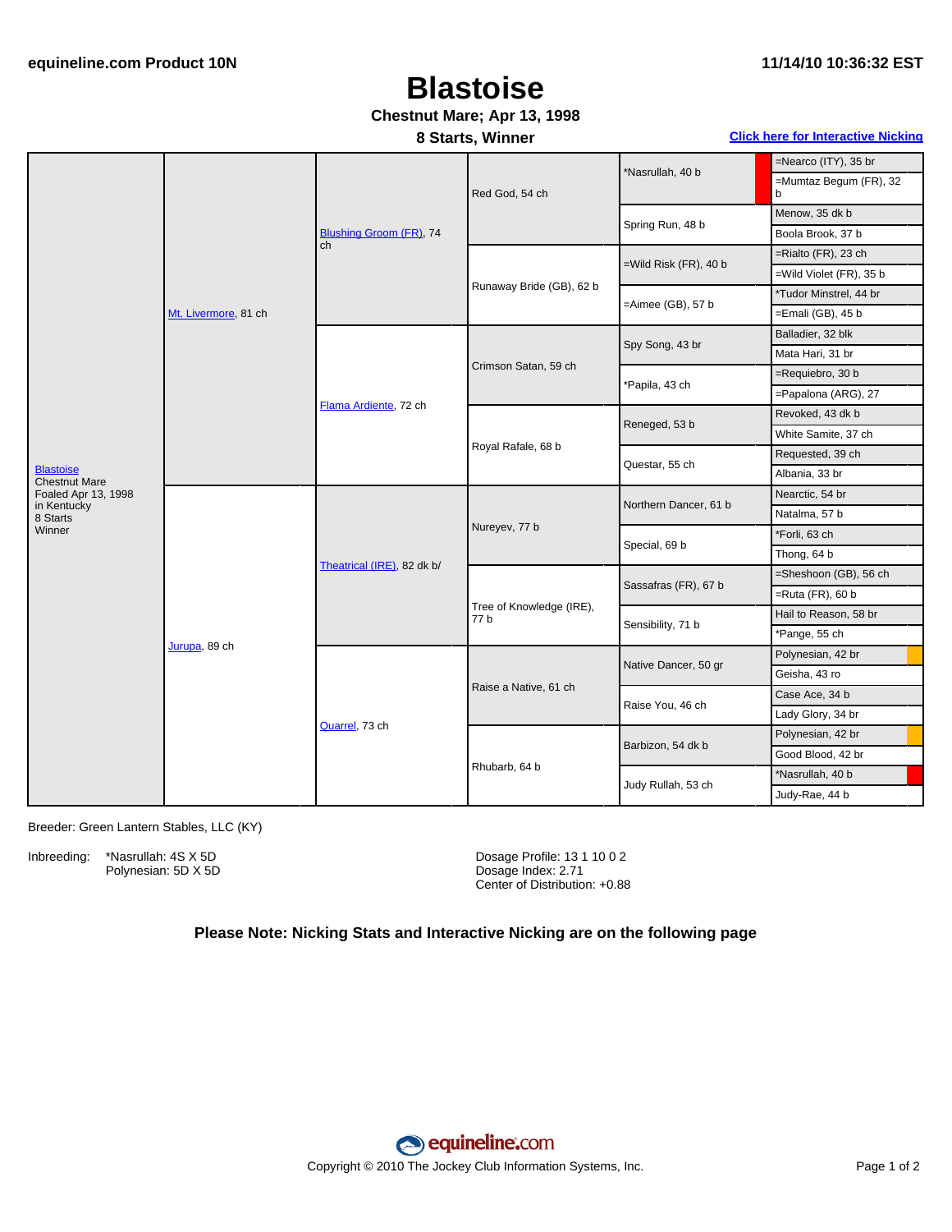# Blastoise

**Chestnut Mare; Apr 13, 1998**

**8 Starts, Winner**

**Click here for Interactive Nicking**

| Horse | Parents | Grandparents | Great-Grandparents | 4th Generation | 5th Generation |
|---|---|---|---|---|---|
| Blastoise, Chestnut Mare, Foaled Apr 13, 1998 in Kentucky, 8 Starts, Winner | Mt. Livermore, 81 ch | Blushing Groom (FR), 74 ch | Red God, 54 ch | *Nasrullah, 40 b | =Nearco (ITY), 35 br |
| | | | | | =Mumtaz Begum (FR), 32 b |
| | | | | Spring Run, 48 b | Menow, 35 dk b |
| | | | | | Boola Brook, 37 b |
| | | | Runaway Bride (GB), 62 b | =Wild Risk (FR), 40 b | =Rialto (FR), 23 ch |
| | | | | | =Wild Violet (FR), 35 b |
| | | | | =Aimee (GB), 57 b | *Tudor Minstrel, 44 br |
| | | | | | =Emali (GB), 45 b |
| | | Flama Ardiente, 72 ch | Crimson Satan, 59 ch | Spy Song, 43 br | Balladier, 32 blk |
| | | | | | Mata Hari, 31 br |
| | | | | *Papila, 43 ch | =Requiebro, 30 b |
| | | | | | =Papalona (ARG), 27 |
| | | | Royal Rafale, 68 b | Reneged, 53 b | Revoked, 43 dk b |
| | | | | | White Samite, 37 ch |
| | | | | Questar, 55 ch | Requested, 39 ch |
| | | | | | Albania, 33 br |
| | Jurupa, 89 ch | Theatrical (IRE), 82 dk b/ | Nureyev, 77 b | Northern Dancer, 61 b | Nearctic, 54 br |
| | | | | | Natalma, 57 b |
| | | | | Special, 69 b | *Forli, 63 ch |
| | | | | | Thong, 64 b |
| | | | Tree of Knowledge (IRE), 77 b | Sassafras (FR), 67 b | =Sheshoon (GB), 56 ch |
| | | | | | =Ruta (FR), 60 b |
| | | | | Sensibility, 71 b | Hail to Reason, 58 br |
| | | | | | *Pange, 55 ch |
| | | Quarrel, 73 ch | Raise a Native, 61 ch | Native Dancer, 50 gr | Polynesian, 42 br |
| | | | | | Geisha, 43 ro |
| | | | | Raise You, 46 ch | Case Ace, 34 b |
| | | | | | Lady Glory, 34 br |
| | | | Rhubarb, 64 b | Barbizon, 54 dk b | Polynesian, 42 br |
| | | | | | Good Blood, 42 br |
| | | | | Judy Rullah, 53 ch | *Nasrullah, 40 b |
| | | | | | Judy-Rae, 44 b |

Breeder: Green Lantern Stables, LLC (KY)

Inbreeding: *Nasrullah: 4S X 5D
Polynesian: 5D X 5D

Dosage Profile: 13 1 10 0 2
Dosage Index: 2.71
Center of Distribution: +0.88

**Please Note: Nicking Stats and Interactive Nicking are on the following page**

Copyright © 2010 The Jockey Club Information Systems, Inc.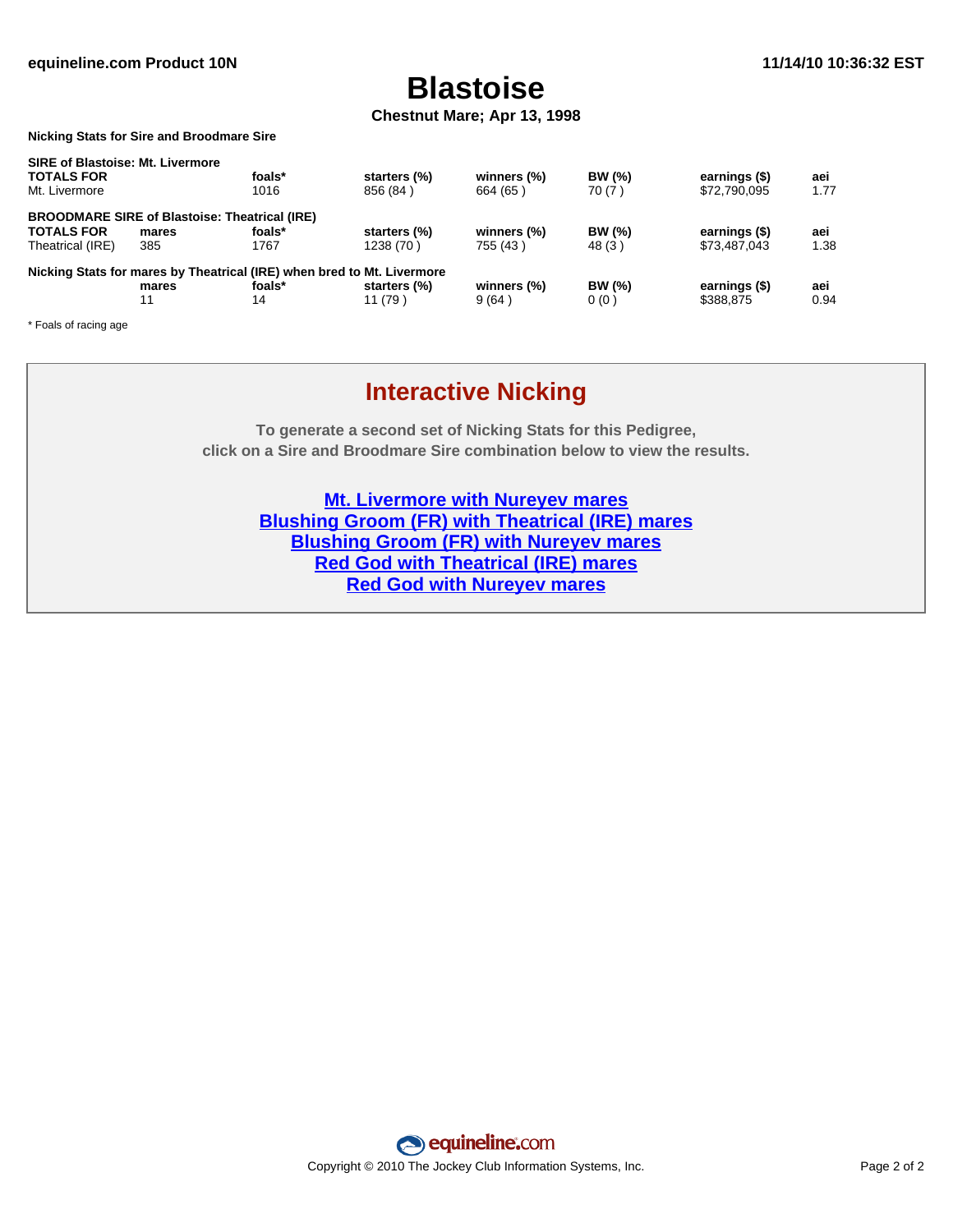# Blastoise

**Chestnut Mare; Apr 13, 1998**

**Nicking Stats for Sire and Broodmare Sire**

**SIRE of Blastoise: Mt. Livermore**

| TOTALS FOR | | foals* | starters (%) | winners (%) | BW (%) | earnings ($) | aei |
|---|---|---|---|---|---|---|---|
| Mt. Livermore | | 1016 | 856 (84 ) | 664 (65 ) | 70 (7 ) | $72,790,095 | 1.77 |

**BROODMARE SIRE of Blastoise: Theatrical (IRE)**

| TOTALS FOR | mares | foals* | starters (%) | winners (%) | BW (%) | earnings ($) | aei |
|---|---|---|---|---|---|---|---|
| Theatrical (IRE) | 385 | 1767 | 1238 (70 ) | 755 (43 ) | 48 (3 ) | $73,487,043 | 1.38 |

**Nicking Stats for mares by Theatrical (IRE) when bred to Mt. Livermore**

| | mares | foals* | starters (%) | winners (%) | BW (%) | earnings ($) | aei |
|---|---|---|---|---|---|---|---|
| | 11 | 14 | 11 (79 ) | 9 (64 ) | 0 (0 ) | $388,875 | 0.94 |

* Foals of racing age

## Interactive Nicking

**To generate a second set of Nicking Stats for this Pedigree, click on a Sire and Broodmare Sire combination below to view the results.**

**Mt. Livermore with Nureyev mares**
**Blushing Groom (FR) with Theatrical (IRE) mares**
**Blushing Groom (FR) with Nureyev mares**
**Red God with Theatrical (IRE) mares**
**Red God with Nureyev mares**